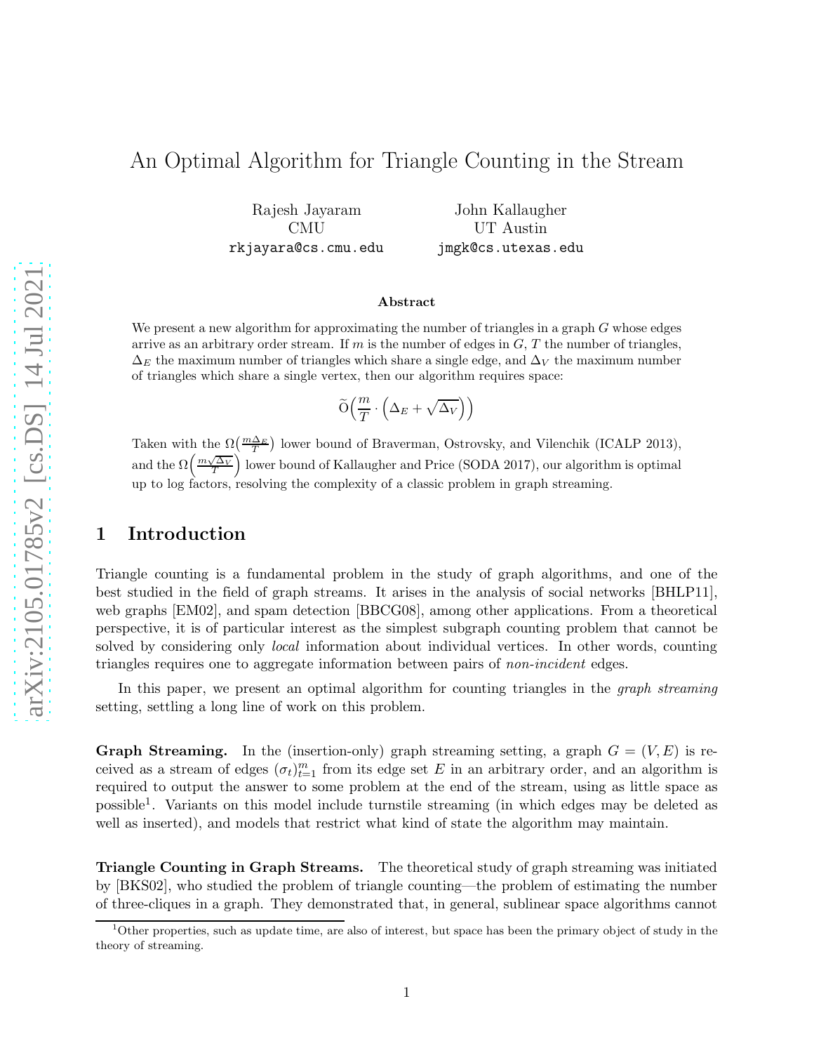# An Optimal Algorithm for Triangle Counting in the Stream

Rajesh Jayaram
CMU
rkjayara@cs.cmu.edu

John Kallaugher
UT Austin
jmgk@cs.utexas.edu

### Abstract

We present a new algorithm for approximating the number of triangles in a graph $G$ whose edges arrive as an arbitrary order stream. If $m$ is the number of edges in $G$, $T$ the number of triangles, $\Delta_E$ the maximum number of triangles which share a single edge, and $\Delta_V$ the maximum number of triangles which share a single vertex, then our algorithm requires space:

$$\widetilde{O}\Big(\frac{m}{T} \cdot \Big(\Delta_E + \sqrt{\Delta_V}\Big)\Big)$$

Taken with the $\Omega\big(\frac{m\Delta_E}{T}\big)$ lower bound of Braverman, Ostrovsky, and Vilenchik (ICALP 2013), and the $\Omega\Big(\frac{m\sqrt{\Delta_V}}{T}\Big)$ lower bound of Kallaugher and Price (SODA 2017), our algorithm is optimal up to log factors, resolving the complexity of a classic problem in graph streaming.

## 1 Introduction

Triangle counting is a fundamental problem in the study of graph algorithms, and one of the best studied in the field of graph streams. It arises in the analysis of social networks [BHLP11], web graphs [EM02], and spam detection [BBCG08], among other applications. From a theoretical perspective, it is of particular interest as the simplest subgraph counting problem that cannot be solved by considering only *local* information about individual vertices. In other words, counting triangles requires one to aggregate information between pairs of *non-incident* edges.

In this paper, we present an optimal algorithm for counting triangles in the *graph streaming* setting, settling a long line of work on this problem.

**Graph Streaming.** In the (insertion-only) graph streaming setting, a graph $G = (V, E)$ is received as a stream of edges $(\sigma_t)_{t=1}^m$ from its edge set $E$ in an arbitrary order, and an algorithm is required to output the answer to some problem at the end of the stream, using as little space as possible[1]. Variants on this model include turnstile streaming (in which edges may be deleted as well as inserted), and models that restrict what kind of state the algorithm may maintain.

**Triangle Counting in Graph Streams.** The theoretical study of graph streaming was initiated by [BKS02], who studied the problem of triangle counting—the problem of estimating the number of three-cliques in a graph. They demonstrated that, in general, sublinear space algorithms cannot

[1] Other properties, such as update time, are also of interest, but space has been the primary object of study in the theory of streaming.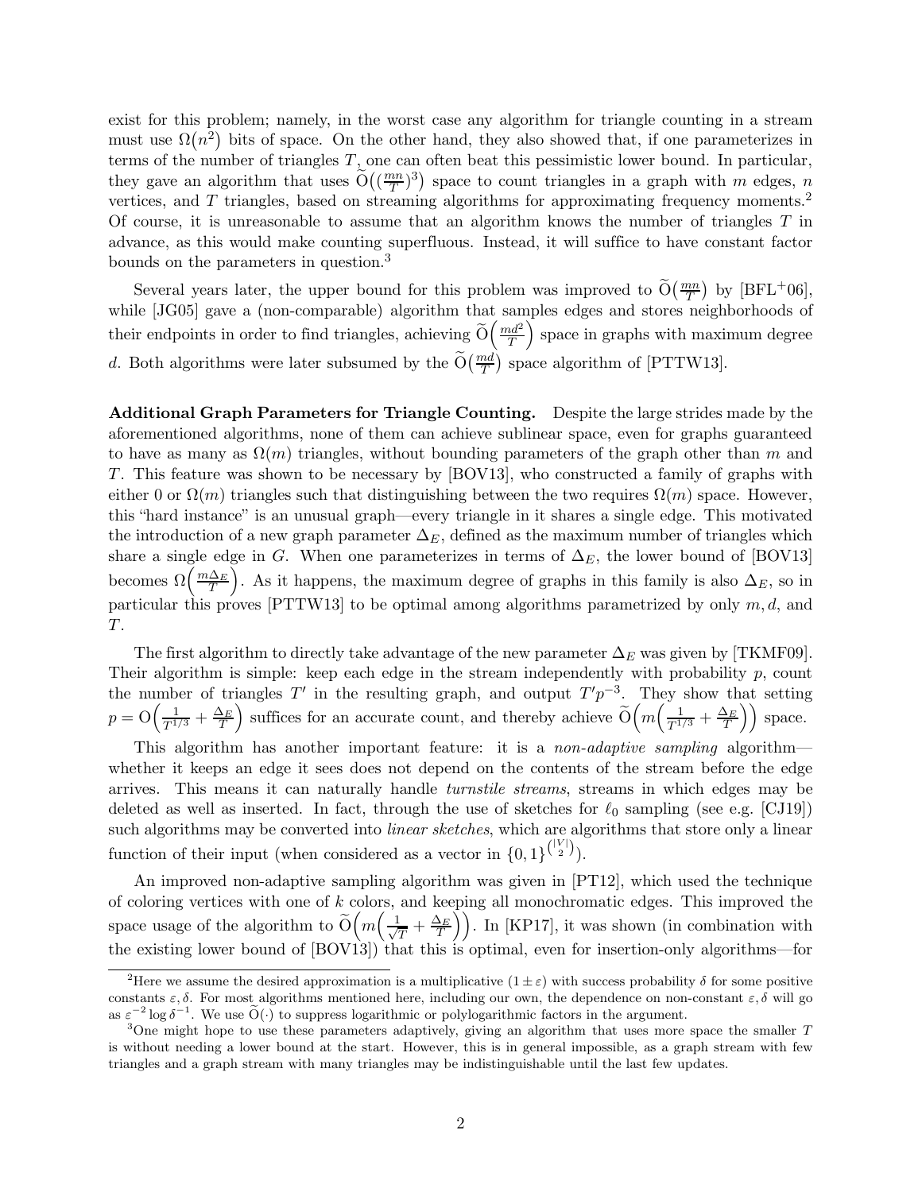exist for this problem; namely, in the worst case any algorithm for triangle counting in a stream must use $\Omega(n^2)$ bits of space. On the other hand, they also showed that, if one parameterizes in terms of the number of triangles $T$, one can often beat this pessimistic lower bound. In particular, they gave an algorithm that uses $\widetilde{O}((\frac{mn}{T})^3)$ space to count triangles in a graph with $m$ edges, $n$ vertices, and $T$ triangles, based on streaming algorithms for approximating frequency moments.[2] Of course, it is unreasonable to assume that an algorithm knows the number of triangles $T$ in advance, as this would make counting superfluous. Instead, it will suffice to have constant factor bounds on the parameters in question.[3]

Several years later, the upper bound for this problem was improved to $\widetilde{O}(\frac{mn}{T})$ by [BFL+06], while [JG05] gave a (non-comparable) algorithm that samples edges and stores neighborhoods of their endpoints in order to find triangles, achieving $\widetilde{O}\left(\frac{md^2}{T}\right)$ space in graphs with maximum degree $d$. Both algorithms were later subsumed by the $\widetilde{O}(\frac{md}{T})$ space algorithm of [PTTW13].

**Additional Graph Parameters for Triangle Counting.** Despite the large strides made by the aforementioned algorithms, none of them can achieve sublinear space, even for graphs guaranteed to have as many as $\Omega(m)$ triangles, without bounding parameters of the graph other than $m$ and $T$. This feature was shown to be necessary by [BOV13], who constructed a family of graphs with either 0 or $\Omega(m)$ triangles such that distinguishing between the two requires $\Omega(m)$ space. However, this "hard instance" is an unusual graph—every triangle in it shares a single edge. This motivated the introduction of a new graph parameter $\Delta_E$, defined as the maximum number of triangles which share a single edge in $G$. When one parameterizes in terms of $\Delta_E$, the lower bound of [BOV13] becomes $\Omega\left(\frac{m\Delta_E}{T}\right)$. As it happens, the maximum degree of graphs in this family is also $\Delta_E$, so in particular this proves [PTTW13] to be optimal among algorithms parametrized by only $m, d$, and $T$.

The first algorithm to directly take advantage of the new parameter $\Delta_E$ was given by [TKMF09]. Their algorithm is simple: keep each edge in the stream independently with probability $p$, count the number of triangles $T'$ in the resulting graph, and output $T'p^{-3}$. They show that setting $p = O\left(\frac{1}{T^{1/3}} + \frac{\Delta_E}{T}\right)$ suffices for an accurate count, and thereby achieve $\widetilde{O}\left(m\left(\frac{1}{T^{1/3}} + \frac{\Delta_E}{T}\right)\right)$ space.

This algorithm has another important feature: it is a *non-adaptive sampling* algorithm—whether it keeps an edge it sees does not depend on the contents of the stream before the edge arrives. This means it can naturally handle *turnstile streams*, streams in which edges may be deleted as well as inserted. In fact, through the use of sketches for $\ell_0$ sampling (see e.g. [CJ19]) such algorithms may be converted into *linear sketches*, which are algorithms that store only a linear function of their input (when considered as a vector in $\{0,1\}^{\binom{|V|}{2}}$).

An improved non-adaptive sampling algorithm was given in [PT12], which used the technique of coloring vertices with one of $k$ colors, and keeping all monochromatic edges. This improved the space usage of the algorithm to $\widetilde{O}\left(m\left(\frac{1}{\sqrt{T}} + \frac{\Delta_E}{T}\right)\right)$. In [KP17], it was shown (in combination with the existing lower bound of [BOV13]) that this is optimal, even for insertion-only algorithms—for

[2] Here we assume the desired approximation is a multiplicative $(1 \pm \varepsilon)$ with success probability $\delta$ for some positive constants $\varepsilon, \delta$. For most algorithms mentioned here, including our own, the dependence on non-constant $\varepsilon, \delta$ will go as $\varepsilon^{-2} \log \delta^{-1}$. We use $\widetilde{O}(\cdot)$ to suppress logarithmic or polylogarithmic factors in the argument.

[3] One might hope to use these parameters adaptively, giving an algorithm that uses more space the smaller $T$ is without needing a lower bound at the start. However, this is in general impossible, as a graph stream with few triangles and a graph stream with many triangles may be indistinguishable until the last few updates.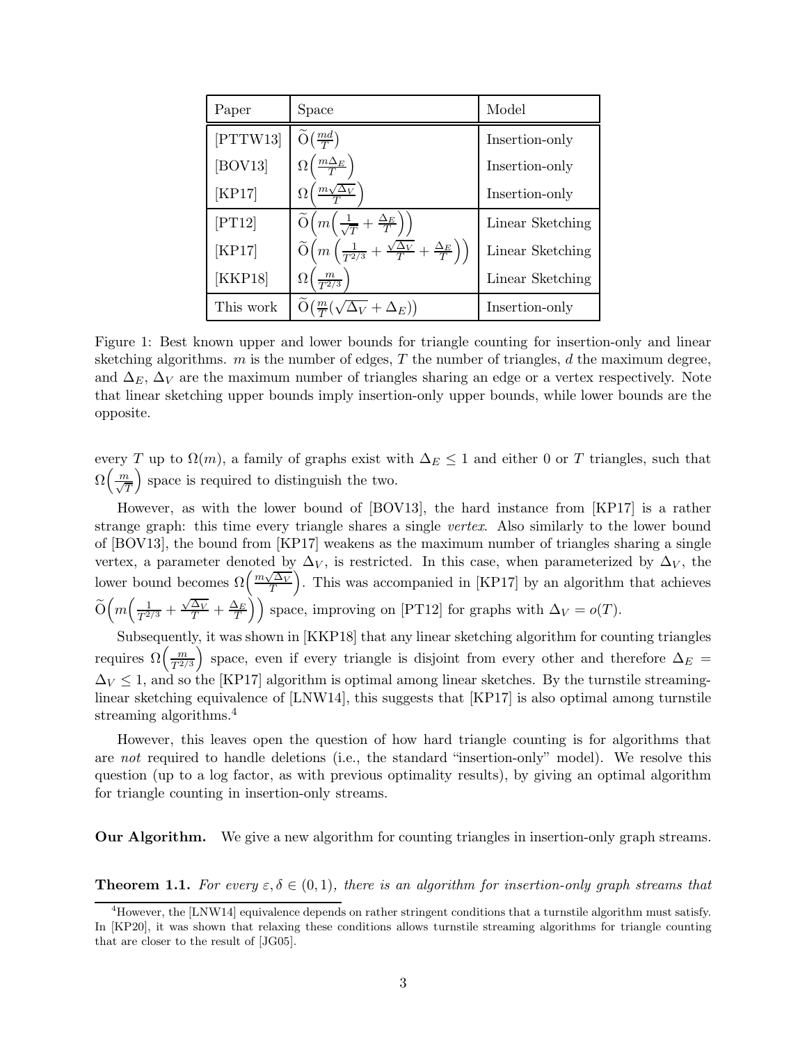| Paper | Space | Model |
|---|---|---|
| [PTTW13] | $\widetilde{\mathrm{O}}\left(\frac{md}{T}\right)$ | Insertion-only |
| [BOV13] | $\Omega\left(\frac{m\Delta_E}{T}\right)$ | Insertion-only |
| [KP17] | $\Omega\left(\frac{m\sqrt{\Delta_V}}{T}\right)$ | Insertion-only |
| [PT12] | $\widetilde{\mathrm{O}}\left(m\left(\frac{1}{\sqrt{T}}+\frac{\Delta_E}{T}\right)\right)$ | Linear Sketching |
| [KP17] | $\widetilde{\mathrm{O}}\left(m\left(\frac{1}{T^{2/3}}+\frac{\sqrt{\Delta_V}}{T}+\frac{\Delta_E}{T}\right)\right)$ | Linear Sketching |
| [KKP18] | $\Omega\left(\frac{m}{T^{2/3}}\right)$ | Linear Sketching |
| This work | $\widetilde{\mathrm{O}}\left(\frac{m}{T}(\sqrt{\Delta_V}+\Delta_E)\right)$ | Insertion-only |

Figure 1: Best known upper and lower bounds for triangle counting for insertion-only and linear sketching algorithms. $m$ is the number of edges, $T$ the number of triangles, $d$ the maximum degree, and $\Delta_E$, $\Delta_V$ are the maximum number of triangles sharing an edge or a vertex respectively. Note that linear sketching upper bounds imply insertion-only upper bounds, while lower bounds are the opposite.

every $T$ up to $\Omega(m)$, a family of graphs exist with $\Delta_E \leq 1$ and either 0 or $T$ triangles, such that $\Omega\left(\frac{m}{\sqrt{T}}\right)$ space is required to distinguish the two.

However, as with the lower bound of [BOV13], the hard instance from [KP17] is a rather strange graph: this time every triangle shares a single *vertex*. Also similarly to the lower bound of [BOV13], the bound from [KP17] weakens as the maximum number of triangles sharing a single vertex, a parameter denoted by $\Delta_V$, is restricted. In this case, when parameterized by $\Delta_V$, the lower bound becomes $\Omega\left(\frac{m\sqrt{\Delta_V}}{T}\right)$. This was accompanied in [KP17] by an algorithm that achieves $\widetilde{\mathrm{O}}\left(m\left(\frac{1}{T^{2/3}}+\frac{\sqrt{\Delta_V}}{T}+\frac{\Delta_E}{T}\right)\right)$ space, improving on [PT12] for graphs with $\Delta_V = o(T)$.

Subsequently, it was shown in [KKP18] that any linear sketching algorithm for counting triangles requires $\Omega\left(\frac{m}{T^{2/3}}\right)$ space, even if every triangle is disjoint from every other and therefore $\Delta_E = \Delta_V \leq 1$, and so the [KP17] algorithm is optimal among linear sketches. By the turnstile streaming-linear sketching equivalence of [LNW14], this suggests that [KP17] is also optimal among turnstile streaming algorithms.[4]

However, this leaves open the question of how hard triangle counting is for algorithms that are *not* required to handle deletions (i.e., the standard "insertion-only" model). We resolve this question (up to a log factor, as with previous optimality results), by giving an optimal algorithm for triangle counting in insertion-only streams.

**Our Algorithm.** We give a new algorithm for counting triangles in insertion-only graph streams.

**Theorem 1.1.** *For every $\varepsilon, \delta \in (0,1)$, there is an algorithm for insertion-only graph streams that*

[4]However, the [LNW14] equivalence depends on rather stringent conditions that a turnstile algorithm must satisfy. In [KP20], it was shown that relaxing these conditions allows turnstile streaming algorithms for triangle counting that are closer to the result of [JG05].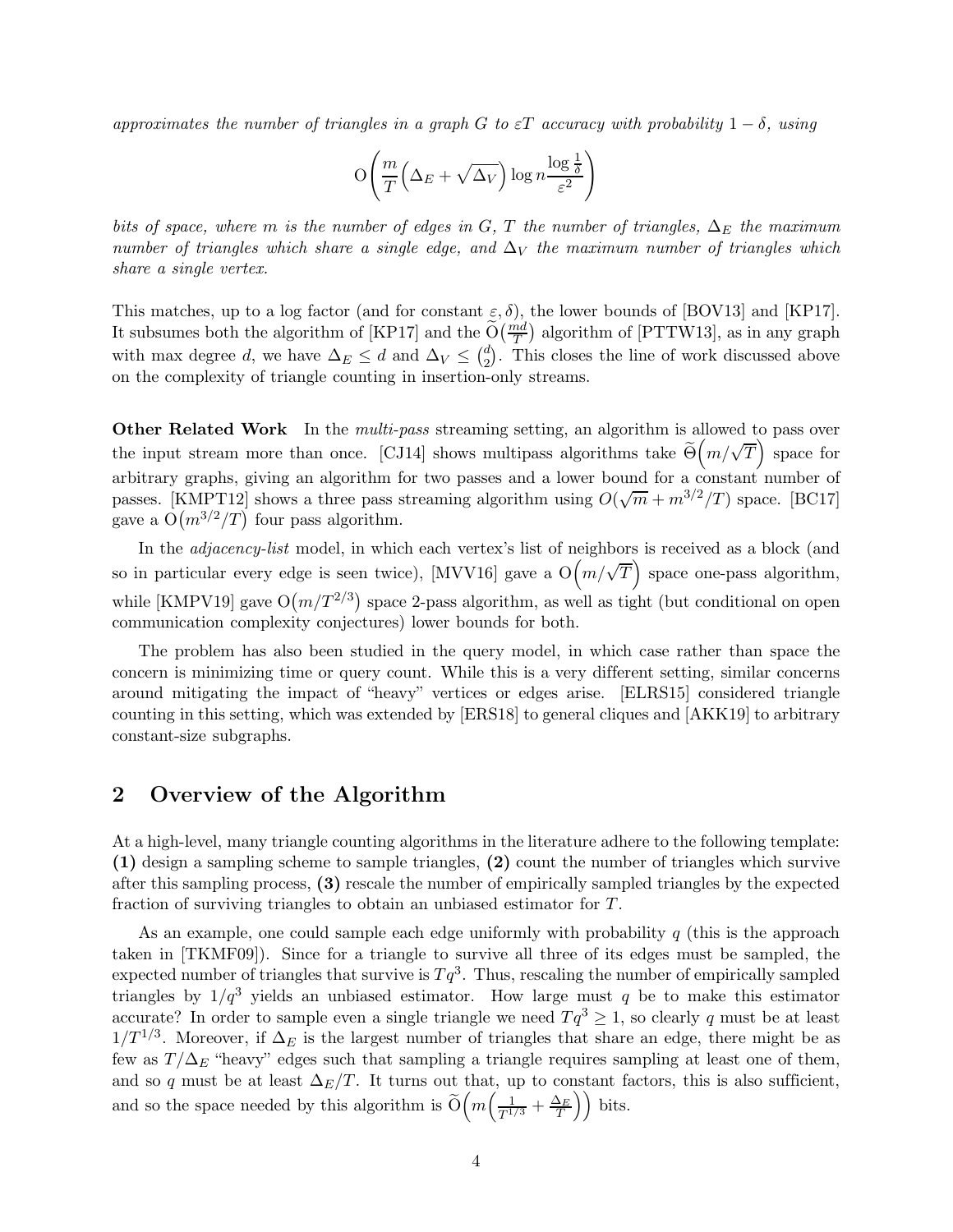*approximates the number of triangles in a graph $G$ to $\varepsilon T$ accuracy with probability $1-\delta$, using*

$$\mathrm{O}\left(\frac{m}{T}\left(\Delta_E + \sqrt{\Delta_V}\right)\log n \frac{\log\frac{1}{\delta}}{\varepsilon^2}\right)$$

*bits of space, where $m$ is the number of edges in $G$, $T$ the number of triangles, $\Delta_E$ the maximum number of triangles which share a single edge, and $\Delta_V$ the maximum number of triangles which share a single vertex.*

This matches, up to a log factor (and for constant $\varepsilon, \delta$), the lower bounds of [BOV13] and [KP17]. It subsumes both the algorithm of [KP17] and the $\widetilde{\mathrm{O}}\left(\frac{md}{T}\right)$ algorithm of [PTTW13], as in any graph with max degree $d$, we have $\Delta_E \leq d$ and $\Delta_V \leq \binom{d}{2}$. This closes the line of work discussed above on the complexity of triangle counting in insertion-only streams.

**Other Related Work** In the *multi-pass* streaming setting, an algorithm is allowed to pass over the input stream more than once. [CJ14] shows multipass algorithms take $\widetilde{\Theta}\left(m/\sqrt{T}\right)$ space for arbitrary graphs, giving an algorithm for two passes and a lower bound for a constant number of passes. [KMPT12] shows a three pass streaming algorithm using $O(\sqrt{m} + m^{3/2}/T)$ space. [BC17] gave a $\mathrm{O}\left(m^{3/2}/T\right)$ four pass algorithm.

In the *adjacency-list* model, in which each vertex's list of neighbors is received as a block (and so in particular every edge is seen twice), [MVV16] gave a $\mathrm{O}\left(m/\sqrt{T}\right)$ space one-pass algorithm, while [KMPV19] gave $\mathrm{O}\left(m/T^{2/3}\right)$ space 2-pass algorithm, as well as tight (but conditional on open communication complexity conjectures) lower bounds for both.

The problem has also been studied in the query model, in which case rather than space the concern is minimizing time or query count. While this is a very different setting, similar concerns around mitigating the impact of "heavy" vertices or edges arise. [ELRS15] considered triangle counting in this setting, which was extended by [ERS18] to general cliques and [AKK19] to arbitrary constant-size subgraphs.

## 2 Overview of the Algorithm

At a high-level, many triangle counting algorithms in the literature adhere to the following template: **(1)** design a sampling scheme to sample triangles, **(2)** count the number of triangles which survive after this sampling process, **(3)** rescale the number of empirically sampled triangles by the expected fraction of surviving triangles to obtain an unbiased estimator for $T$.

As an example, one could sample each edge uniformly with probability $q$ (this is the approach taken in [TKMF09]). Since for a triangle to survive all three of its edges must be sampled, the expected number of triangles that survive is $Tq^3$. Thus, rescaling the number of empirically sampled triangles by $1/q^3$ yields an unbiased estimator. How large must $q$ be to make this estimator accurate? In order to sample even a single triangle we need $Tq^3 \geq 1$, so clearly $q$ must be at least $1/T^{1/3}$. Moreover, if $\Delta_E$ is the largest number of triangles that share an edge, there might be as few as $T/\Delta_E$ "heavy" edges such that sampling a triangle requires sampling at least one of them, and so $q$ must be at least $\Delta_E/T$. It turns out that, up to constant factors, this is also sufficient, and so the space needed by this algorithm is $\widetilde{\mathrm{O}}\left(m\left(\frac{1}{T^{1/3}} + \frac{\Delta_E}{T}\right)\right)$ bits.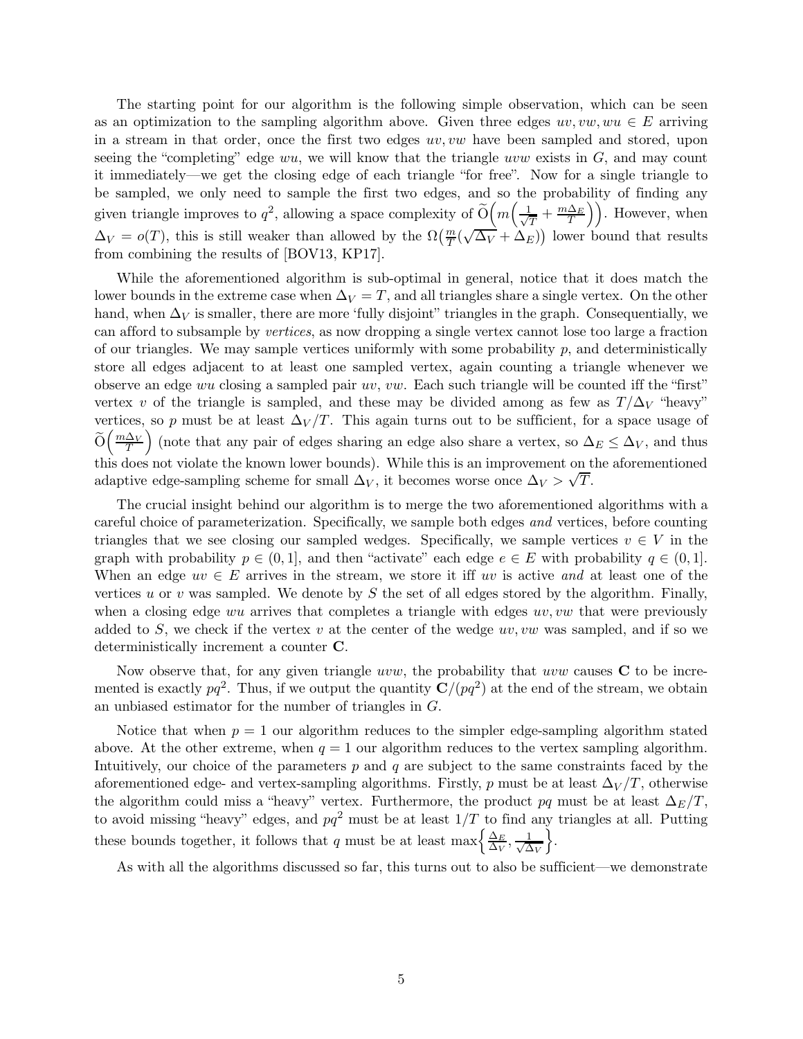The starting point for our algorithm is the following simple observation, which can be seen as an optimization to the sampling algorithm above. Given three edges $uv, vw, wu \in E$ arriving in a stream in that order, once the first two edges $uv, vw$ have been sampled and stored, upon seeing the "completing" edge $wu$, we will know that the triangle $uvw$ exists in $G$, and may count it immediately—we get the closing edge of each triangle "for free". Now for a single triangle to be sampled, we only need to sample the first two edges, and so the probability of finding any given triangle improves to $q^2$, allowing a space complexity of $\widetilde{O}\Big(m\Big(\frac{1}{\sqrt{T}} + \frac{m\Delta_E}{T}\Big)\Big)$. However, when $\Delta_V = o(T)$, this is still weaker than allowed by the $\Omega\big(\frac{m}{T}(\sqrt{\Delta_V} + \Delta_E)\big)$ lower bound that results from combining the results of [BOV13, KP17].

While the aforementioned algorithm is sub-optimal in general, notice that it does match the lower bounds in the extreme case when $\Delta_V = T$, and all triangles share a single vertex. On the other hand, when $\Delta_V$ is smaller, there are more 'fully disjoint' triangles in the graph. Consequentially, we can afford to subsample by *vertices*, as now dropping a single vertex cannot lose too large a fraction of our triangles. We may sample vertices uniformly with some probability $p$, and deterministically store all edges adjacent to at least one sampled vertex, again counting a triangle whenever we observe an edge $wu$ closing a sampled pair $uv$, $vw$. Each such triangle will be counted iff the "first" vertex $v$ of the triangle is sampled, and these may be divided among as few as $T/\Delta_V$ "heavy" vertices, so $p$ must be at least $\Delta_V/T$. This again turns out to be sufficient, for a space usage of $\widetilde{O}\Big(\frac{m\Delta_V}{T}\Big)$ (note that any pair of edges sharing an edge also share a vertex, so $\Delta_E \le \Delta_V$, and thus this does not violate the known lower bounds). While this is an improvement on the aforementioned adaptive edge-sampling scheme for small $\Delta_V$, it becomes worse once $\Delta_V > \sqrt{T}$.

The crucial insight behind our algorithm is to merge the two aforementioned algorithms with a careful choice of parameterization. Specifically, we sample both edges *and* vertices, before counting triangles that we see closing our sampled wedges. Specifically, we sample vertices $v \in V$ in the graph with probability $p \in (0, 1]$, and then "activate" each edge $e \in E$ with probability $q \in (0, 1]$. When an edge $uv \in E$ arrives in the stream, we store it iff $uv$ is active *and* at least one of the vertices $u$ or $v$ was sampled. We denote by $S$ the set of all edges stored by the algorithm. Finally, when a closing edge $wu$ arrives that completes a triangle with edges $uv, vw$ that were previously added to $S$, we check if the vertex $v$ at the center of the wedge $uv, vw$ was sampled, and if so we deterministically increment a counter $\mathbf{C}$.

Now observe that, for any given triangle $uvw$, the probability that $uvw$ causes $\mathbf{C}$ to be incremented is exactly $pq^2$. Thus, if we output the quantity $\mathbf{C}/(pq^2)$ at the end of the stream, we obtain an unbiased estimator for the number of triangles in $G$.

Notice that when $p = 1$ our algorithm reduces to the simpler edge-sampling algorithm stated above. At the other extreme, when $q = 1$ our algorithm reduces to the vertex sampling algorithm. Intuitively, our choice of the parameters $p$ and $q$ are subject to the same constraints faced by the aforementioned edge- and vertex-sampling algorithms. Firstly, $p$ must be at least $\Delta_V/T$, otherwise the algorithm could miss a "heavy" vertex. Furthermore, the product $pq$ must be at least $\Delta_E/T$, to avoid missing "heavy" edges, and $pq^2$ must be at least $1/T$ to find any triangles at all. Putting these bounds together, it follows that $q$ must be at least $\max\Big\{\frac{\Delta_E}{\Delta_V}, \frac{1}{\sqrt{\Delta_V}}\Big\}$.

As with all the algorithms discussed so far, this turns out to also be sufficient—we demonstrate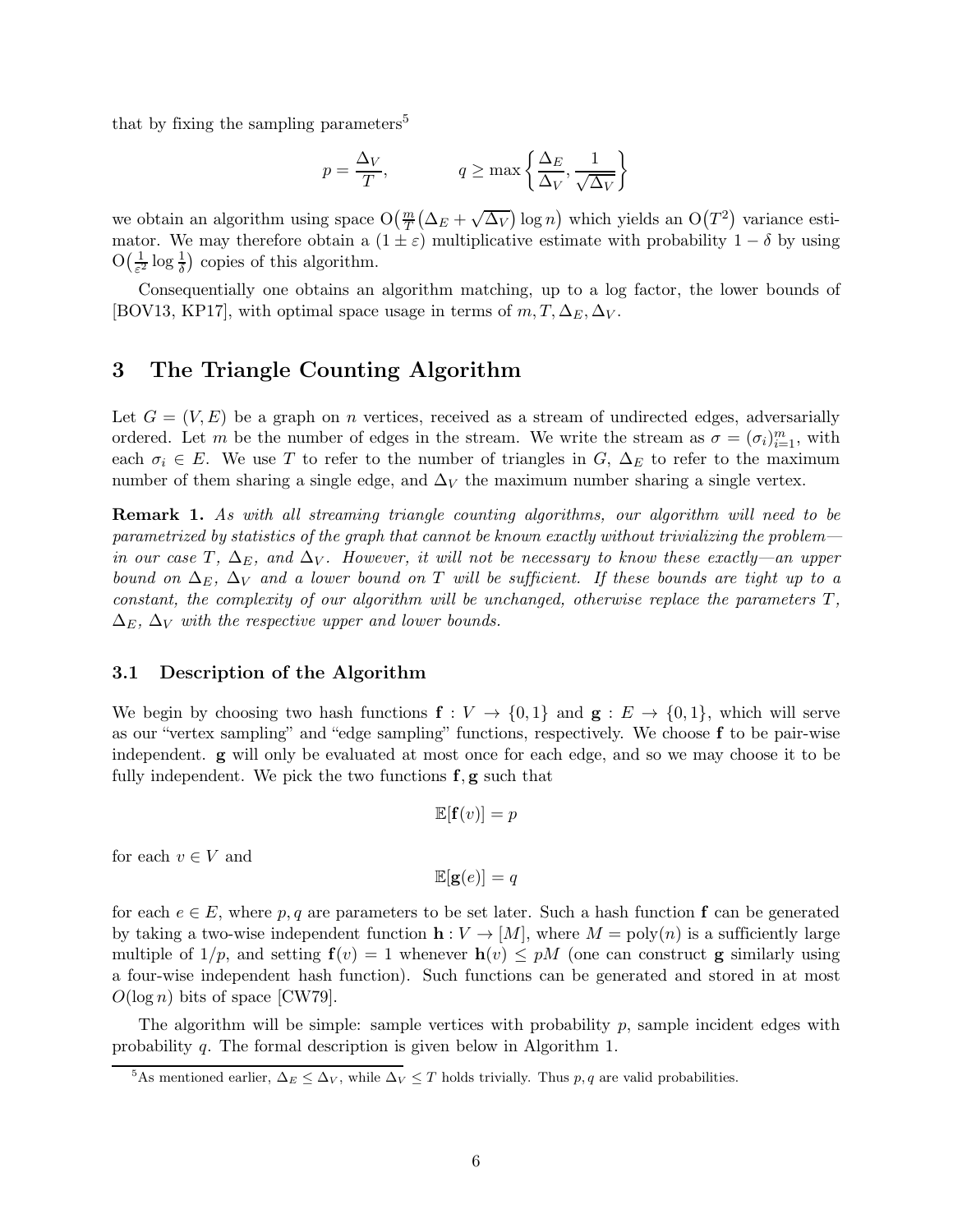that by fixing the sampling parameters[5]

$$p = \frac{\Delta_V}{T}, \qquad q \geq \max\left\{\frac{\Delta_E}{\Delta_V}, \frac{1}{\sqrt{\Delta_V}}\right\}$$

we obtain an algorithm using space $\mathrm{O}\big(\frac{m}{T}\big(\Delta_E + \sqrt{\Delta_V}\big)\log n\big)$ which yields an $\mathrm{O}\big(T^2\big)$ variance estimator. We may therefore obtain a $(1 \pm \varepsilon)$ multiplicative estimate with probability $1 - \delta$ by using $\mathrm{O}\big(\frac{1}{\varepsilon^2}\log\frac{1}{\delta}\big)$ copies of this algorithm.

Consequentially one obtains an algorithm matching, up to a log factor, the lower bounds of [BOV13, KP17], with optimal space usage in terms of $m, T, \Delta_E, \Delta_V$.

# 3 The Triangle Counting Algorithm

Let $G = (V, E)$ be a graph on $n$ vertices, received as a stream of undirected edges, adversarially ordered. Let $m$ be the number of edges in the stream. We write the stream as $\sigma = (\sigma_i)_{i=1}^m$, with each $\sigma_i \in E$. We use $T$ to refer to the number of triangles in $G$, $\Delta_E$ to refer to the maximum number of them sharing a single edge, and $\Delta_V$ the maximum number sharing a single vertex.

**Remark 1.** *As with all streaming triangle counting algorithms, our algorithm will need to be parametrized by statistics of the graph that cannot be known exactly without trivializing the problem—in our case $T$, $\Delta_E$, and $\Delta_V$. However, it will not be necessary to know these exactly—an upper bound on $\Delta_E$, $\Delta_V$ and a lower bound on $T$ will be sufficient. If these bounds are tight up to a constant, the complexity of our algorithm will be unchanged, otherwise replace the parameters $T$, $\Delta_E$, $\Delta_V$ with the respective upper and lower bounds.*

## 3.1 Description of the Algorithm

We begin by choosing two hash functions $\mathbf{f} : V \to \{0, 1\}$ and $\mathbf{g} : E \to \{0, 1\}$, which will serve as our "vertex sampling" and "edge sampling" functions, respectively. We choose $\mathbf{f}$ to be pair-wise independent. $\mathbf{g}$ will only be evaluated at most once for each edge, and so we may choose it to be fully independent. We pick the two functions $\mathbf{f}, \mathbf{g}$ such that

$$\mathbb{E}[\mathbf{f}(v)] = p$$

for each $v \in V$ and

$$\mathbb{E}[\mathbf{g}(e)] = q$$

for each $e \in E$, where $p, q$ are parameters to be set later. Such a hash function $\mathbf{f}$ can be generated by taking a two-wise independent function $\mathbf{h} : V \to [M]$, where $M = \mathrm{poly}(n)$ is a sufficiently large multiple of $1/p$, and setting $\mathbf{f}(v) = 1$ whenever $\mathbf{h}(v) \leq pM$ (one can construct $\mathbf{g}$ similarly using a four-wise independent hash function). Such functions can be generated and stored in at most $O(\log n)$ bits of space [CW79].

The algorithm will be simple: sample vertices with probability $p$, sample incident edges with probability $q$. The formal description is given below in Algorithm 1.

[5] As mentioned earlier, $\Delta_E \leq \Delta_V$, while $\Delta_V \leq T$ holds trivially. Thus $p, q$ are valid probabilities.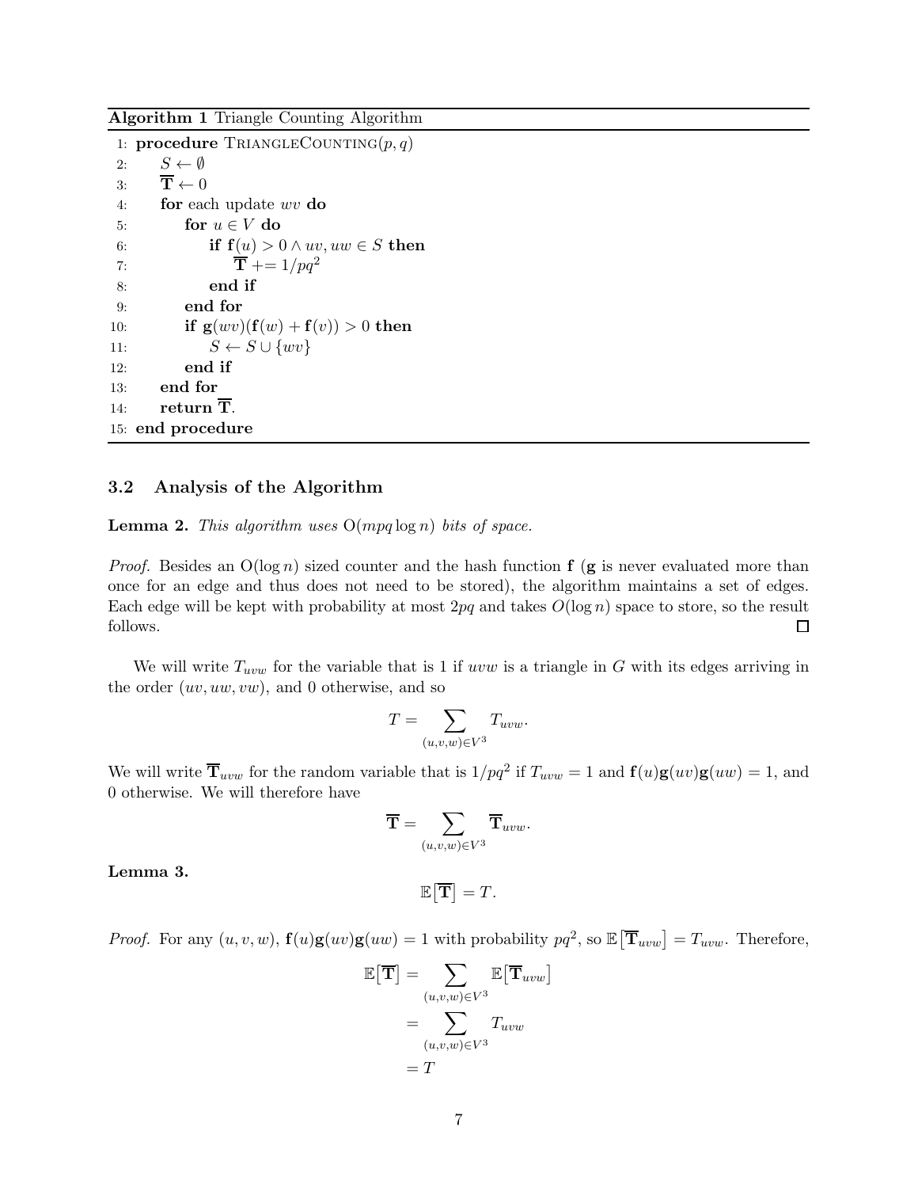**Algorithm 1** Triangle Counting Algorithm

```
1: procedure TriangleCounting(p, q)
2:     S ← ∅
3:     T̄ ← 0
4:     for each update wv do
5:         for u ∈ V do
6:             if f(u) > 0 ∧ uv, uw ∈ S then
7:                 T̄ += 1/pq²
8:             end if
9:         end for
10:        if g(wv)(f(w) + f(v)) > 0 then
11:            S ← S ∪ {wv}
12:        end if
13:    end for
14:    return T̄.
15: end procedure
```

### 3.2 Analysis of the Algorithm

**Lemma 2.** *This algorithm uses* $O(mpq \log n)$ *bits of space.*

*Proof.* Besides an $O(\log n)$ sized counter and the hash function $\mathbf{f}$ ($\mathbf{g}$ is never evaluated more than once for an edge and thus does not need to be stored), the algorithm maintains a set of edges. Each edge will be kept with probability at most $2pq$ and takes $O(\log n)$ space to store, so the result follows. □

We will write $T_{uvw}$ for the variable that is 1 if $uvw$ is a triangle in $G$ with its edges arriving in the order $(uv, uw, vw)$, and 0 otherwise, and so

$$T = \sum_{(u,v,w)\in V^3} T_{uvw}.$$

We will write $\overline{\mathbf{T}}_{uvw}$ for the random variable that is $1/pq^2$ if $T_{uvw} = 1$ and $\mathbf{f}(u)\mathbf{g}(uv)\mathbf{g}(uw) = 1$, and 0 otherwise. We will therefore have

$$\overline{\mathbf{T}} = \sum_{(u,v,w)\in V^3} \overline{\mathbf{T}}_{uvw}.$$

**Lemma 3.**

$$\mathbb{E}\big[\overline{\mathbf{T}}\big] = T.$$

*Proof.* For any $(u, v, w)$, $\mathbf{f}(u)\mathbf{g}(uv)\mathbf{g}(uw) = 1$ with probability $pq^2$, so $\mathbb{E}\big[\overline{\mathbf{T}}_{uvw}\big] = T_{uvw}$. Therefore,

$$\begin{aligned}
\mathbb{E}\big[\overline{\mathbf{T}}\big] &= \sum_{(u,v,w)\in V^3} \mathbb{E}\big[\overline{\mathbf{T}}_{uvw}\big] \\
&= \sum_{(u,v,w)\in V^3} T_{uvw} \\
&= T
\end{aligned}$$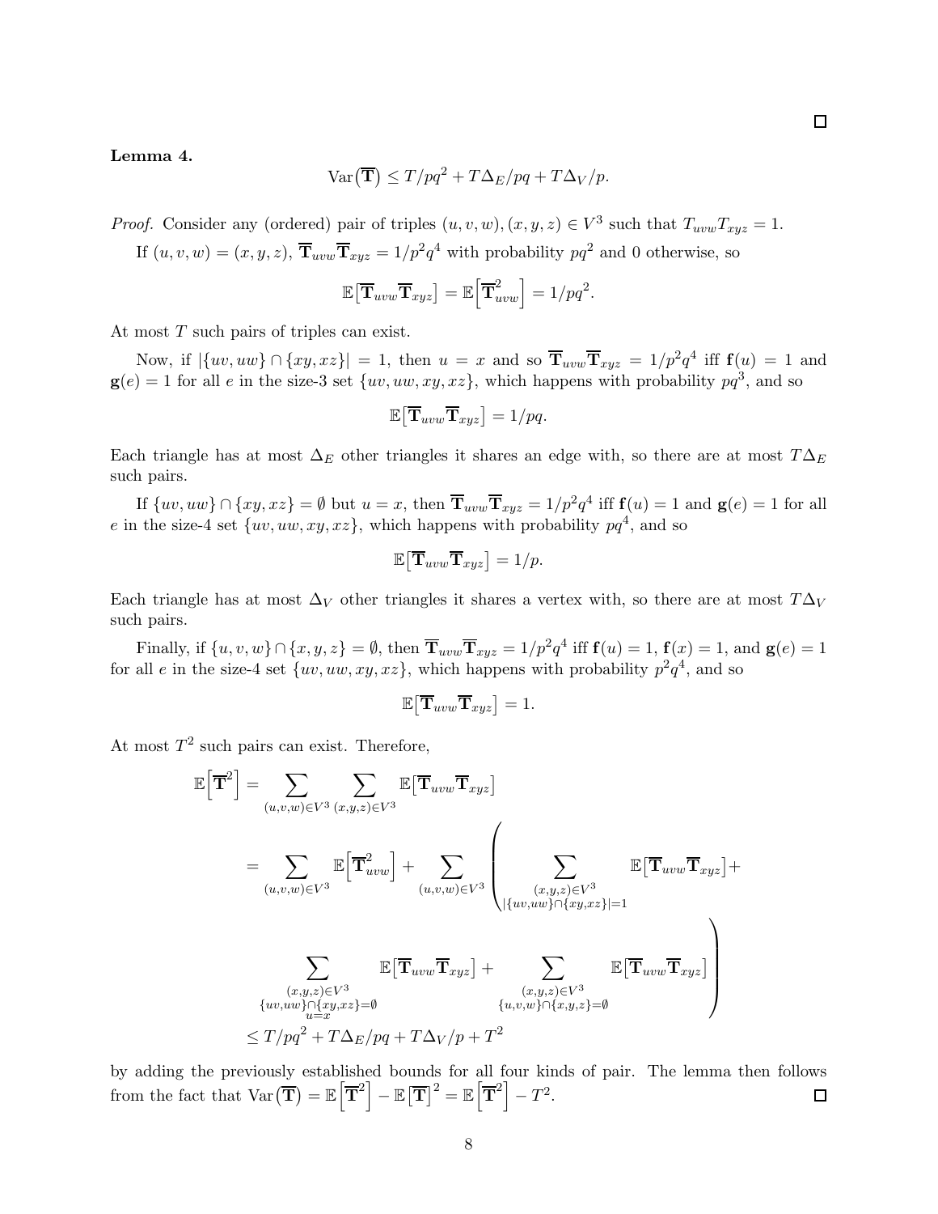□

**Lemma 4.**

$$\operatorname{Var}(\overline{\mathbf{T}}) \leq T/pq^2 + T\Delta_E/pq + T\Delta_V/p.$$

*Proof.* Consider any (ordered) pair of triples $(u, v, w), (x, y, z) \in V^3$ such that $T_{uvw}T_{xyz} = 1$.

If $(u, v, w) = (x, y, z)$, $\overline{\mathbf{T}}_{uvw}\overline{\mathbf{T}}_{xyz} = 1/p^2q^4$ with probability $pq^2$ and 0 otherwise, so

$$\mathbb{E}\big[\overline{\mathbf{T}}_{uvw}\overline{\mathbf{T}}_{xyz}\big] = \mathbb{E}\Big[\overline{\mathbf{T}}_{uvw}^2\Big] = 1/pq^2.$$

At most $T$ such pairs of triples can exist.

Now, if $|\{uv, uw\} \cap \{xy, xz\}| = 1$, then $u = x$ and so $\overline{\mathbf{T}}_{uvw}\overline{\mathbf{T}}_{xyz} = 1/p^2q^4$ iff $\mathbf{f}(u) = 1$ and $\mathbf{g}(e) = 1$ for all $e$ in the size-3 set $\{uv, uw, xy, xz\}$, which happens with probability $pq^3$, and so

$$\mathbb{E}\big[\overline{\mathbf{T}}_{uvw}\overline{\mathbf{T}}_{xyz}\big] = 1/pq.$$

Each triangle has at most $\Delta_E$ other triangles it shares an edge with, so there are at most $T\Delta_E$ such pairs.

If $\{uv, uw\} \cap \{xy, xz\} = \emptyset$ but $u = x$, then $\overline{\mathbf{T}}_{uvw}\overline{\mathbf{T}}_{xyz} = 1/p^2q^4$ iff $\mathbf{f}(u) = 1$ and $\mathbf{g}(e) = 1$ for all $e$ in the size-4 set $\{uv, uw, xy, xz\}$, which happens with probability $pq^4$, and so

$$\mathbb{E}\big[\overline{\mathbf{T}}_{uvw}\overline{\mathbf{T}}_{xyz}\big] = 1/p.$$

Each triangle has at most $\Delta_V$ other triangles it shares a vertex with, so there are at most $T\Delta_V$ such pairs.

Finally, if $\{u, v, w\} \cap \{x, y, z\} = \emptyset$, then $\overline{\mathbf{T}}_{uvw}\overline{\mathbf{T}}_{xyz} = 1/p^2q^4$ iff $\mathbf{f}(u) = 1$, $\mathbf{f}(x) = 1$, and $\mathbf{g}(e) = 1$ for all $e$ in the size-4 set $\{uv, uw, xy, xz\}$, which happens with probability $p^2q^4$, and so

$$\mathbb{E}\big[\overline{\mathbf{T}}_{uvw}\overline{\mathbf{T}}_{xyz}\big] = 1.$$

At most $T^2$ such pairs can exist. Therefore,

$$\begin{aligned}
\mathbb{E}\Big[\overline{\mathbf{T}}^2\Big] &= \sum_{(u,v,w)\in V^3} \sum_{(x,y,z)\in V^3} \mathbb{E}\big[\overline{\mathbf{T}}_{uvw}\overline{\mathbf{T}}_{xyz}\big] \\
&= \sum_{(u,v,w)\in V^3} \mathbb{E}\Big[\overline{\mathbf{T}}_{uvw}^2\Big] + \sum_{(u,v,w)\in V^3} \left( \sum_{\substack{(x,y,z)\in V^3 \\ |\{uv,uw\}\cap\{xy,xz\}|=1}} \mathbb{E}\big[\overline{\mathbf{T}}_{uvw}\overline{\mathbf{T}}_{xyz}\big] + \right. \\
&\qquad \left. \sum_{\substack{(x,y,z)\in V^3 \\ \{uv,uw\}\cap\{xy,xz\}=\emptyset \\ u=x}} \mathbb{E}\big[\overline{\mathbf{T}}_{uvw}\overline{\mathbf{T}}_{xyz}\big] + \sum_{\substack{(x,y,z)\in V^3 \\ \{u,v,w\}\cap\{x,y,z\}=\emptyset}} \mathbb{E}\big[\overline{\mathbf{T}}_{uvw}\overline{\mathbf{T}}_{xyz}\big] \right) \\
&\leq T/pq^2 + T\Delta_E/pq + T\Delta_V/p + T^2
\end{aligned}$$

by adding the previously established bounds for all four kinds of pair. The lemma then follows from the fact that $\operatorname{Var}(\overline{\mathbf{T}}) = \mathbb{E}\Big[\overline{\mathbf{T}}^2\Big] - \mathbb{E}\big[\overline{\mathbf{T}}\big]^2 = \mathbb{E}\Big[\overline{\mathbf{T}}^2\Big] - T^2$. □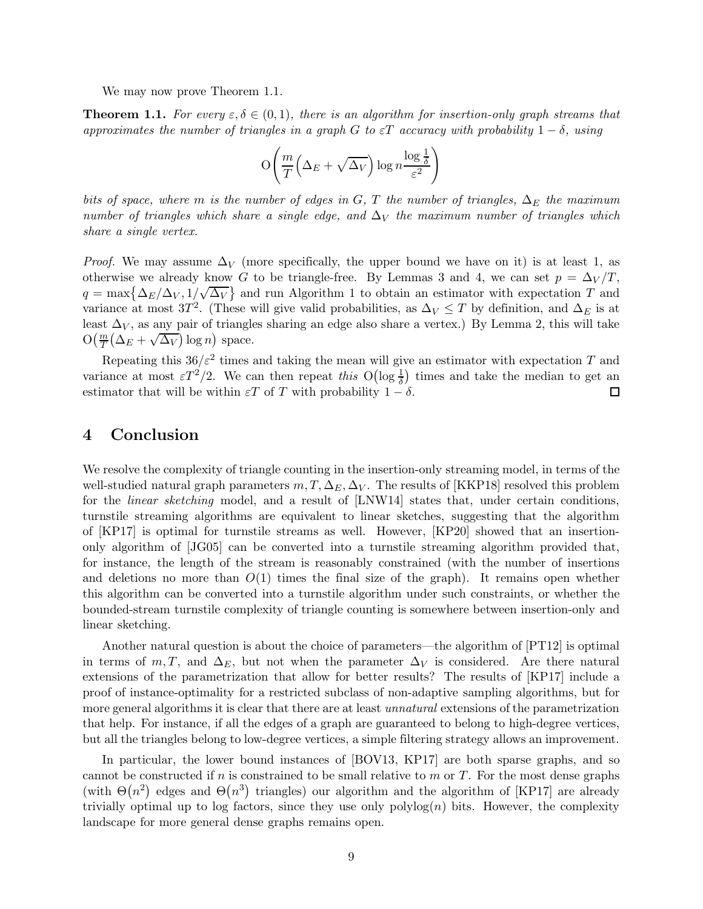We may now prove Theorem 1.1.

**Theorem 1.1.** *For every $\varepsilon, \delta \in (0,1)$, there is an algorithm for insertion-only graph streams that approximates the number of triangles in a graph $G$ to $\varepsilon T$ accuracy with probability $1-\delta$, using*

$$\mathrm{O}\left(\frac{m}{T}\left(\Delta_E + \sqrt{\Delta_V}\right)\log n \frac{\log \frac{1}{\delta}}{\varepsilon^2}\right)$$

*bits of space, where $m$ is the number of edges in $G$, $T$ the number of triangles, $\Delta_E$ the maximum number of triangles which share a single edge, and $\Delta_V$ the maximum number of triangles which share a single vertex.*

*Proof.* We may assume $\Delta_V$ (more specifically, the upper bound we have on it) is at least 1, as otherwise we already know $G$ to be triangle-free. By Lemmas 3 and 4, we can set $p = \Delta_V/T$, $q = \max\{\Delta_E/\Delta_V, 1/\sqrt{\Delta_V}\}$ and run Algorithm 1 to obtain an estimator with expectation $T$ and variance at most $3T^2$. (These will give valid probabilities, as $\Delta_V \leq T$ by definition, and $\Delta_E$ is at least $\Delta_V$, as any pair of triangles sharing an edge also share a vertex.) By Lemma 2, this will take $\mathrm{O}\left(\frac{m}{T}\left(\Delta_E + \sqrt{\Delta_V}\right)\log n\right)$ space.

Repeating this $36/\varepsilon^2$ times and taking the mean will give an estimator with expectation $T$ and variance at most $\varepsilon T^2/2$. We can then repeat *this* $\mathrm{O}\left(\log \frac{1}{\delta}\right)$ times and take the median to get an estimator that will be within $\varepsilon T$ of $T$ with probability $1-\delta$. □

## 4 Conclusion

We resolve the complexity of triangle counting in the insertion-only streaming model, in terms of the well-studied natural graph parameters $m, T, \Delta_E, \Delta_V$. The results of [KKP18] resolved this problem for the *linear sketching* model, and a result of [LNW14] states that, under certain conditions, turnstile streaming algorithms are equivalent to linear sketches, suggesting that the algorithm of [KP17] is optimal for turnstile streams as well. However, [KP20] showed that an insertion-only algorithm of [JG05] can be converted into a turnstile streaming algorithm provided that, for instance, the length of the stream is reasonably constrained (with the number of insertions and deletions no more than $O(1)$ times the final size of the graph). It remains open whether this algorithm can be converted into a turnstile algorithm under such constraints, or whether the bounded-stream turnstile complexity of triangle counting is somewhere between insertion-only and linear sketching.

Another natural question is about the choice of parameters—the algorithm of [PT12] is optimal in terms of $m, T$, and $\Delta_E$, but not when the parameter $\Delta_V$ is considered. Are there natural extensions of the parametrization that allow for better results? The results of [KP17] include a proof of instance-optimality for a restricted subclass of non-adaptive sampling algorithms, but for more general algorithms it is clear that there are at least *unnatural* extensions of the parametrization that help. For instance, if all the edges of a graph are guaranteed to belong to high-degree vertices, but all the triangles belong to low-degree vertices, a simple filtering strategy allows an improvement.

In particular, the lower bound instances of [BOV13, KP17] are both sparse graphs, and so cannot be constructed if $n$ is constrained to be small relative to $m$ or $T$. For the most dense graphs (with $\Theta(n^2)$ edges and $\Theta(n^3)$ triangles) our algorithm and the algorithm of [KP17] are already trivially optimal up to log factors, since they use only $\mathrm{polylog}(n)$ bits. However, the complexity landscape for more general dense graphs remains open.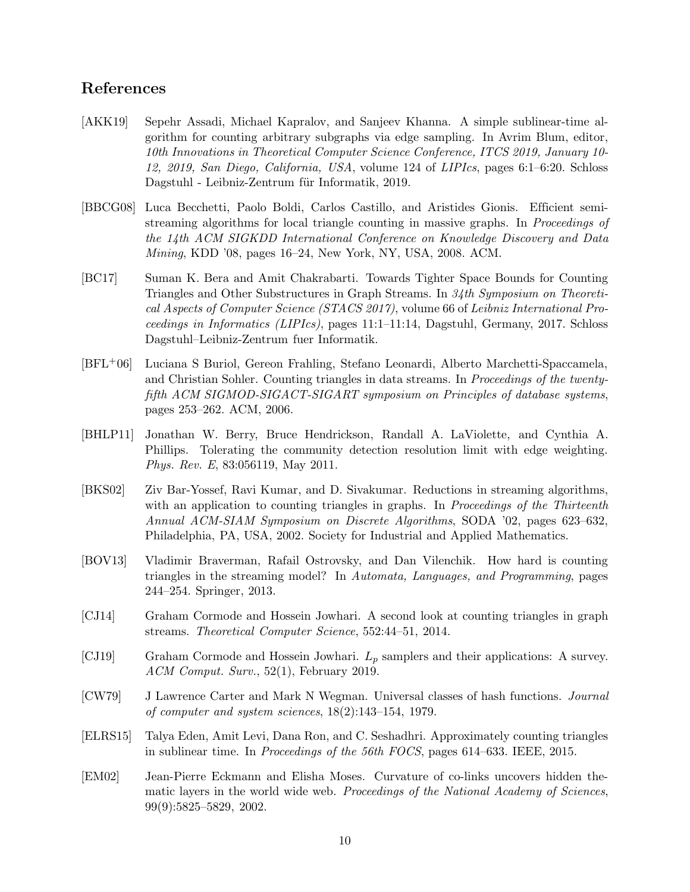## References

[AKK19] Sepehr Assadi, Michael Kapralov, and Sanjeev Khanna. A simple sublinear-time algorithm for counting arbitrary subgraphs via edge sampling. In Avrim Blum, editor, *10th Innovations in Theoretical Computer Science Conference, ITCS 2019, January 10-12, 2019, San Diego, California, USA*, volume 124 of *LIPIcs*, pages 6:1–6:20. Schloss Dagstuhl - Leibniz-Zentrum für Informatik, 2019.

[BBCG08] Luca Becchetti, Paolo Boldi, Carlos Castillo, and Aristides Gionis. Efficient semi-streaming algorithms for local triangle counting in massive graphs. In *Proceedings of the 14th ACM SIGKDD International Conference on Knowledge Discovery and Data Mining*, KDD '08, pages 16–24, New York, NY, USA, 2008. ACM.

[BC17] Suman K. Bera and Amit Chakrabarti. Towards Tighter Space Bounds for Counting Triangles and Other Substructures in Graph Streams. In *34th Symposium on Theoretical Aspects of Computer Science (STACS 2017)*, volume 66 of *Leibniz International Proceedings in Informatics (LIPIcs)*, pages 11:1–11:14, Dagstuhl, Germany, 2017. Schloss Dagstuhl–Leibniz-Zentrum fuer Informatik.

[BFL+06] Luciana S Buriol, Gereon Frahling, Stefano Leonardi, Alberto Marchetti-Spaccamela, and Christian Sohler. Counting triangles in data streams. In *Proceedings of the twenty-fifth ACM SIGMOD-SIGACT-SIGART symposium on Principles of database systems*, pages 253–262. ACM, 2006.

[BHLP11] Jonathan W. Berry, Bruce Hendrickson, Randall A. LaViolette, and Cynthia A. Phillips. Tolerating the community detection resolution limit with edge weighting. *Phys. Rev. E*, 83:056119, May 2011.

[BKS02] Ziv Bar-Yossef, Ravi Kumar, and D. Sivakumar. Reductions in streaming algorithms, with an application to counting triangles in graphs. In *Proceedings of the Thirteenth Annual ACM-SIAM Symposium on Discrete Algorithms*, SODA '02, pages 623–632, Philadelphia, PA, USA, 2002. Society for Industrial and Applied Mathematics.

[BOV13] Vladimir Braverman, Rafail Ostrovsky, and Dan Vilenchik. How hard is counting triangles in the streaming model? In *Automata, Languages, and Programming*, pages 244–254. Springer, 2013.

[CJ14] Graham Cormode and Hossein Jowhari. A second look at counting triangles in graph streams. *Theoretical Computer Science*, 552:44–51, 2014.

[CJ19] Graham Cormode and Hossein Jowhari. $L_p$ samplers and their applications: A survey. *ACM Comput. Surv.*, 52(1), February 2019.

[CW79] J Lawrence Carter and Mark N Wegman. Universal classes of hash functions. *Journal of computer and system sciences*, 18(2):143–154, 1979.

[ELRS15] Talya Eden, Amit Levi, Dana Ron, and C. Seshadhri. Approximately counting triangles in sublinear time. In *Proceedings of the 56th FOCS*, pages 614–633. IEEE, 2015.

[EM02] Jean-Pierre Eckmann and Elisha Moses. Curvature of co-links uncovers hidden thematic layers in the world wide web. *Proceedings of the National Academy of Sciences*, 99(9):5825–5829, 2002.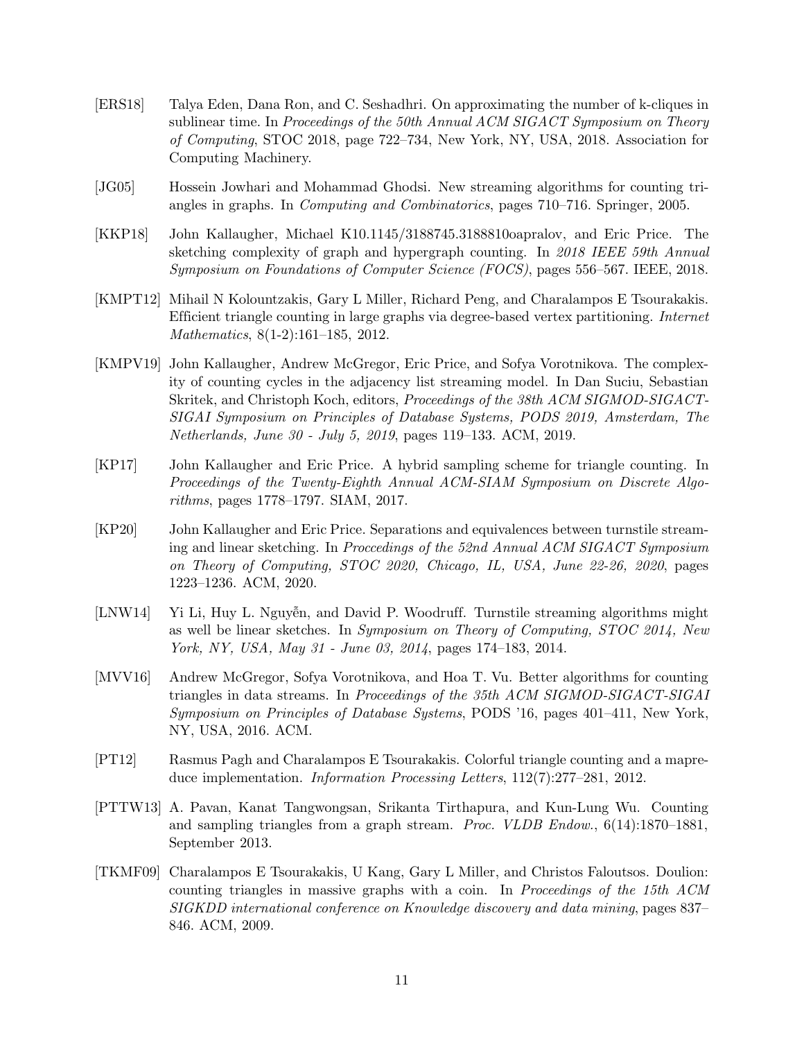[ERS18] Talya Eden, Dana Ron, and C. Seshadhri. On approximating the number of k-cliques in sublinear time. In *Proceedings of the 50th Annual ACM SIGACT Symposium on Theory of Computing*, STOC 2018, page 722–734, New York, NY, USA, 2018. Association for Computing Machinery.

[JG05] Hossein Jowhari and Mohammad Ghodsi. New streaming algorithms for counting triangles in graphs. In *Computing and Combinatorics*, pages 710–716. Springer, 2005.

[KKP18] John Kallaugher, Michael K10.1145/3188745.3188810oapralov, and Eric Price. The sketching complexity of graph and hypergraph counting. In *2018 IEEE 59th Annual Symposium on Foundations of Computer Science (FOCS)*, pages 556–567. IEEE, 2018.

[KMPT12] Mihail N Kolountzakis, Gary L Miller, Richard Peng, and Charalampos E Tsourakakis. Efficient triangle counting in large graphs via degree-based vertex partitioning. *Internet Mathematics*, 8(1-2):161–185, 2012.

[KMPV19] John Kallaugher, Andrew McGregor, Eric Price, and Sofya Vorotnikova. The complexity of counting cycles in the adjacency list streaming model. In Dan Suciu, Sebastian Skritek, and Christoph Koch, editors, *Proceedings of the 38th ACM SIGMOD-SIGACT-SIGAI Symposium on Principles of Database Systems, PODS 2019, Amsterdam, The Netherlands, June 30 - July 5, 2019*, pages 119–133. ACM, 2019.

[KP17] John Kallaugher and Eric Price. A hybrid sampling scheme for triangle counting. In *Proceedings of the Twenty-Eighth Annual ACM-SIAM Symposium on Discrete Algorithms*, pages 1778–1797. SIAM, 2017.

[KP20] John Kallaugher and Eric Price. Separations and equivalences between turnstile streaming and linear sketching. In *Proccedings of the 52nd Annual ACM SIGACT Symposium on Theory of Computing, STOC 2020, Chicago, IL, USA, June 22-26, 2020*, pages 1223–1236. ACM, 2020.

[LNW14] Yi Li, Huy L. Nguyễn, and David P. Woodruff. Turnstile streaming algorithms might as well be linear sketches. In *Symposium on Theory of Computing, STOC 2014, New York, NY, USA, May 31 - June 03, 2014*, pages 174–183, 2014.

[MVV16] Andrew McGregor, Sofya Vorotnikova, and Hoa T. Vu. Better algorithms for counting triangles in data streams. In *Proceedings of the 35th ACM SIGMOD-SIGACT-SIGAI Symposium on Principles of Database Systems*, PODS '16, pages 401–411, New York, NY, USA, 2016. ACM.

[PT12] Rasmus Pagh and Charalampos E Tsourakakis. Colorful triangle counting and a mapreduce implementation. *Information Processing Letters*, 112(7):277–281, 2012.

[PTTW13] A. Pavan, Kanat Tangwongsan, Srikanta Tirthapura, and Kun-Lung Wu. Counting and sampling triangles from a graph stream. *Proc. VLDB Endow.*, 6(14):1870–1881, September 2013.

[TKMF09] Charalampos E Tsourakakis, U Kang, Gary L Miller, and Christos Faloutsos. Doulion: counting triangles in massive graphs with a coin. In *Proceedings of the 15th ACM SIGKDD international conference on Knowledge discovery and data mining*, pages 837–846. ACM, 2009.